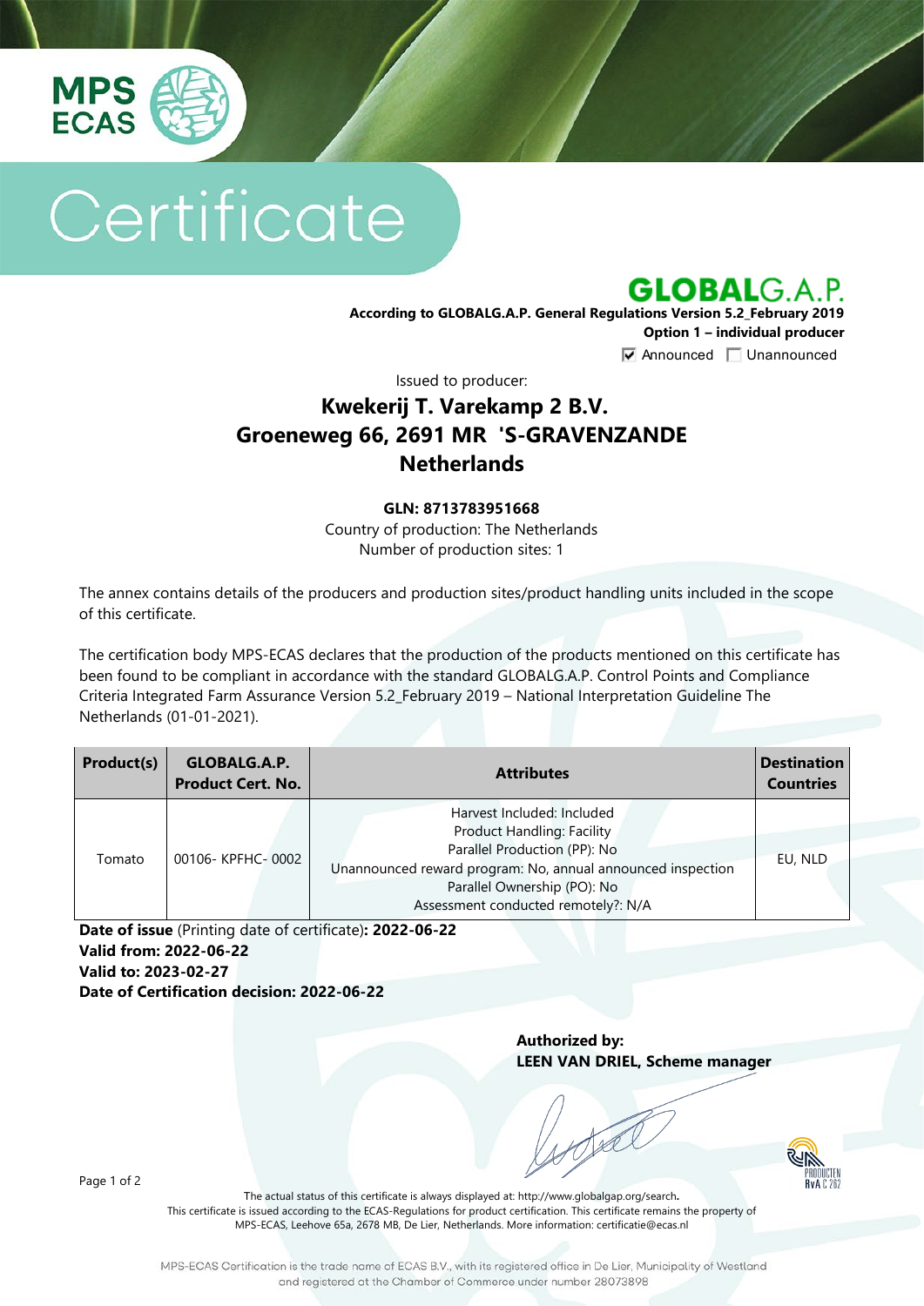MPS ECAS

# Certificate

## GLOBALG.A.P.

**According to GLOBALG.A.P. General Regulations Version 5.2_February 2019**
**Option 1 – individual producer**

☑ Announced ☐ Unannounced

Issued to producer:

## Kwekerij T. Varekamp 2 B.V.
## Groeneweg 66, 2691 MR 'S-GRAVENZANDE
## Netherlands

**GLN: 8713783951668**
Country of production: The Netherlands
Number of production sites: 1

The annex contains details of the producers and production sites/product handling units included in the scope of this certificate.

The certification body MPS-ECAS declares that the production of the products mentioned on this certificate has been found to be compliant in accordance with the standard GLOBALG.A.P. Control Points and Compliance Criteria Integrated Farm Assurance Version 5.2_February 2019 – National Interpretation Guideline The Netherlands (01-01-2021).

| Product(s) | GLOBALG.A.P. Product Cert. No. | Attributes | Destination Countries |
|---|---|---|---|
| Tomato | 00106- KPFHC- 0002 | Harvest Included: Included<br>Product Handling: Facility<br>Parallel Production (PP): No<br>Unannounced reward program: No, annual announced inspection<br>Parallel Ownership (PO): No<br>Assessment conducted remotely?: N/A | EU, NLD |

**Date of issue** (Printing date of certificate)**: 2022-06-22**
**Valid from: 2022-06-22**
**Valid to: 2023-02-27**
**Date of Certification decision: 2022-06-22**

**Authorized by:**
**LEEN VAN DRIEL, Scheme manager**

The actual status of this certificate is always displayed at: http://www.globalgap.org/search.
This certificate is issued according to the ECAS-Regulations for product certification. This certificate remains the property of MPS-ECAS, Leehove 65a, 2678 MB, De Lier, Netherlands. More information: certificatie@ecas.nl

MPS-ECAS Certification is the trade name of ECAS B.V., with its registered office in De Lier, Municipality of Westland and registered at the Chamber of Commerce under number 28073898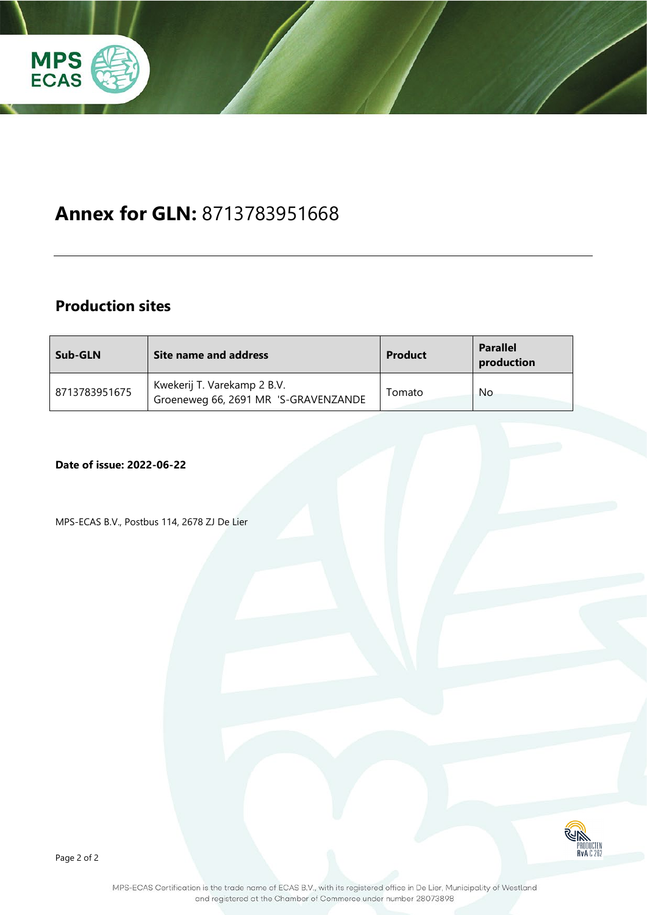# **Annex for GLN:** 8713783951668

## Production sites

| Sub-GLN | Site name and address | Product | Parallel production |
|---|---|---|---|
| 8713783951675 | Kwekerij T. Varekamp 2 B.V.<br>Groeneweg 66, 2691 MR 'S-GRAVENZANDE | Tomato | No |

**Date of issue: 2022-06-22**

MPS-ECAS B.V., Postbus 114, 2678 ZJ De Lier

MPS-ECAS Certification is the trade name of ECAS B.V., with its registered office in De Lier, Municipality of Westland and registered at the Chamber of Commerce under number 28073898